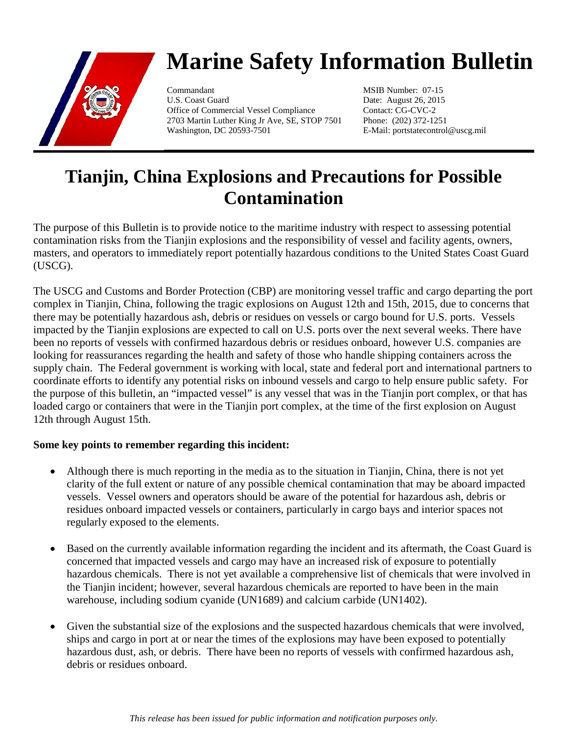# Marine Safety Information Bulletin

Commandant
U.S. Coast Guard
Office of Commercial Vessel Compliance
2703 Martin Luther King Jr Ave, SE, STOP 7501
Washington, DC 20593-7501

MSIB Number: 07-15
Date: August 26, 2015
Contact: CG-CVC-2
Phone: (202) 372-1251
E-Mail: portstatecontrol@uscg.mil

## Tianjin, China Explosions and Precautions for Possible Contamination

The purpose of this Bulletin is to provide notice to the maritime industry with respect to assessing potential contamination risks from the Tianjin explosions and the responsibility of vessel and facility agents, owners, masters, and operators to immediately report potentially hazardous conditions to the United States Coast Guard (USCG).

The USCG and Customs and Border Protection (CBP) are monitoring vessel traffic and cargo departing the port complex in Tianjin, China, following the tragic explosions on August 12th and 15th, 2015, due to concerns that there may be potentially hazardous ash, debris or residues on vessels or cargo bound for U.S. ports. Vessels impacted by the Tianjin explosions are expected to call on U.S. ports over the next several weeks. There have been no reports of vessels with confirmed hazardous debris or residues onboard, however U.S. companies are looking for reassurances regarding the health and safety of those who handle shipping containers across the supply chain. The Federal government is working with local, state and federal port and international partners to coordinate efforts to identify any potential risks on inbound vessels and cargo to help ensure public safety. For the purpose of this bulletin, an "impacted vessel" is any vessel that was in the Tianjin port complex, or that has loaded cargo or containers that were in the Tianjin port complex, at the time of the first explosion on August 12th through August 15th.

**Some key points to remember regarding this incident:**

- Although there is much reporting in the media as to the situation in Tianjin, China, there is not yet clarity of the full extent or nature of any possible chemical contamination that may be aboard impacted vessels. Vessel owners and operators should be aware of the potential for hazardous ash, debris or residues onboard impacted vessels or containers, particularly in cargo bays and interior spaces not regularly exposed to the elements.

- Based on the currently available information regarding the incident and its aftermath, the Coast Guard is concerned that impacted vessels and cargo may have an increased risk of exposure to potentially hazardous chemicals. There is not yet available a comprehensive list of chemicals that were involved in the Tianjin incident; however, several hazardous chemicals are reported to have been in the main warehouse, including sodium cyanide (UN1689) and calcium carbide (UN1402).

- Given the substantial size of the explosions and the suspected hazardous chemicals that were involved, ships and cargo in port at or near the times of the explosions may have been exposed to potentially hazardous dust, ash, or debris. There have been no reports of vessels with confirmed hazardous ash, debris or residues onboard.

*This release has been issued for public information and notification purposes only.*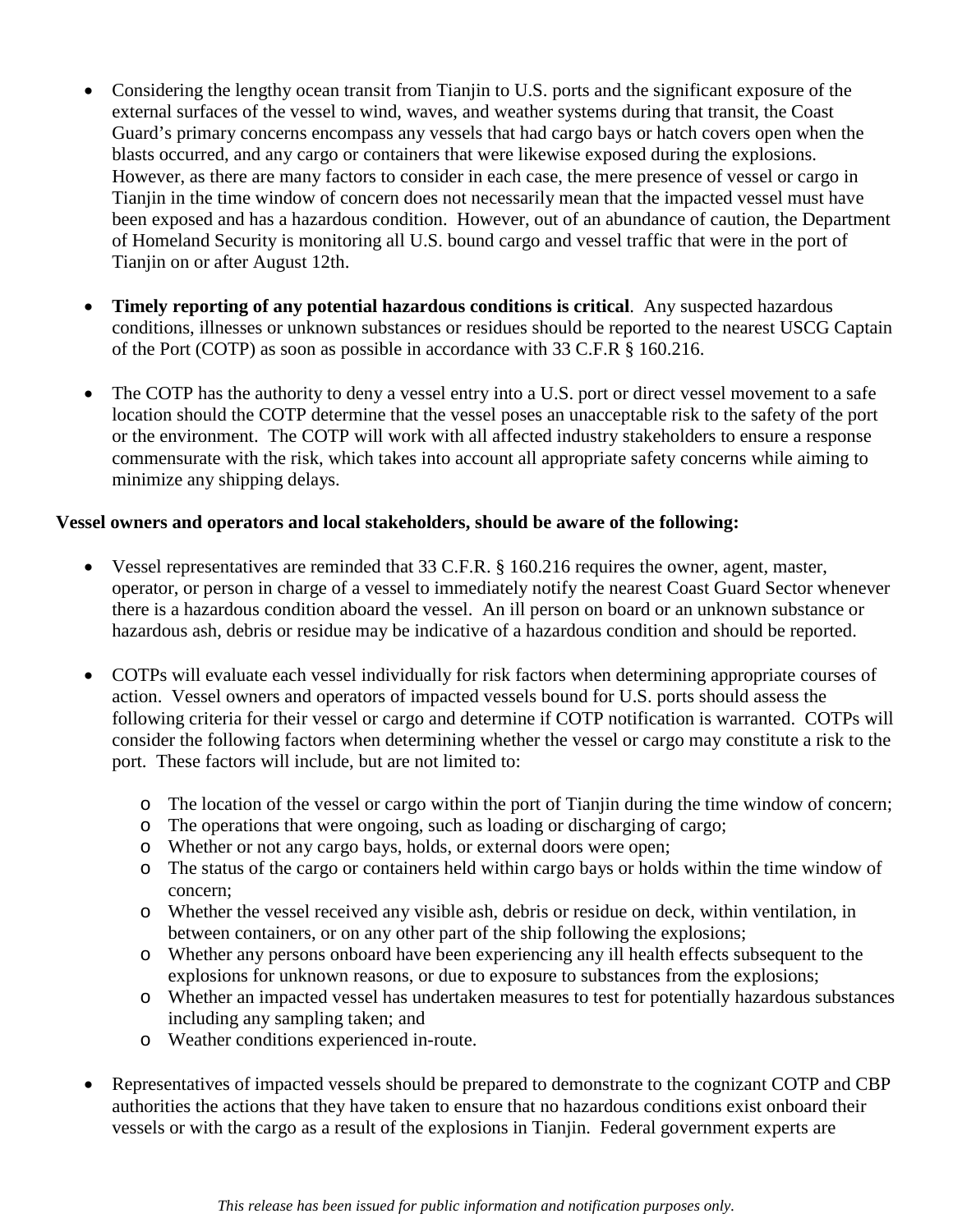- Considering the lengthy ocean transit from Tianjin to U.S. ports and the significant exposure of the external surfaces of the vessel to wind, waves, and weather systems during that transit, the Coast Guard's primary concerns encompass any vessels that had cargo bays or hatch covers open when the blasts occurred, and any cargo or containers that were likewise exposed during the explosions. However, as there are many factors to consider in each case, the mere presence of vessel or cargo in Tianjin in the time window of concern does not necessarily mean that the impacted vessel must have been exposed and has a hazardous condition. However, out of an abundance of caution, the Department of Homeland Security is monitoring all U.S. bound cargo and vessel traffic that were in the port of Tianjin on or after August 12th.

- **Timely reporting of any potential hazardous conditions is critical**. Any suspected hazardous conditions, illnesses or unknown substances or residues should be reported to the nearest USCG Captain of the Port (COTP) as soon as possible in accordance with 33 C.F.R § 160.216.

- The COTP has the authority to deny a vessel entry into a U.S. port or direct vessel movement to a safe location should the COTP determine that the vessel poses an unacceptable risk to the safety of the port or the environment. The COTP will work with all affected industry stakeholders to ensure a response commensurate with the risk, which takes into account all appropriate safety concerns while aiming to minimize any shipping delays.

**Vessel owners and operators and local stakeholders, should be aware of the following:**

- Vessel representatives are reminded that 33 C.F.R. § 160.216 requires the owner, agent, master, operator, or person in charge of a vessel to immediately notify the nearest Coast Guard Sector whenever there is a hazardous condition aboard the vessel. An ill person on board or an unknown substance or hazardous ash, debris or residue may be indicative of a hazardous condition and should be reported.

- COTPs will evaluate each vessel individually for risk factors when determining appropriate courses of action. Vessel owners and operators of impacted vessels bound for U.S. ports should assess the following criteria for their vessel or cargo and determine if COTP notification is warranted. COTPs will consider the following factors when determining whether the vessel or cargo may constitute a risk to the port. These factors will include, but are not limited to:
    - The location of the vessel or cargo within the port of Tianjin during the time window of concern;
    - The operations that were ongoing, such as loading or discharging of cargo;
    - Whether or not any cargo bays, holds, or external doors were open;
    - The status of the cargo or containers held within cargo bays or holds within the time window of concern;
    - Whether the vessel received any visible ash, debris or residue on deck, within ventilation, in between containers, or on any other part of the ship following the explosions;
    - Whether any persons onboard have been experiencing any ill health effects subsequent to the explosions for unknown reasons, or due to exposure to substances from the explosions;
    - Whether an impacted vessel has undertaken measures to test for potentially hazardous substances including any sampling taken; and
    - Weather conditions experienced in-route.

- Representatives of impacted vessels should be prepared to demonstrate to the cognizant COTP and CBP authorities the actions that they have taken to ensure that no hazardous conditions exist onboard their vessels or with the cargo as a result of the explosions in Tianjin. Federal government experts are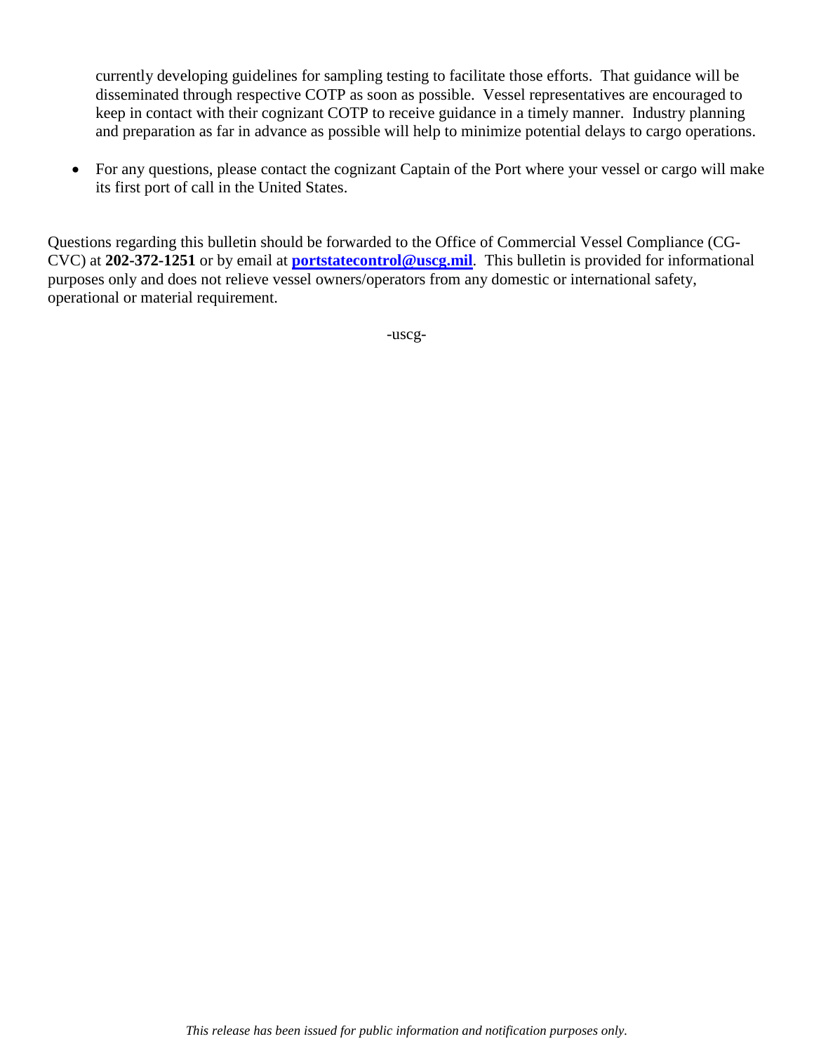currently developing guidelines for sampling testing to facilitate those efforts. That guidance will be disseminated through respective COTP as soon as possible. Vessel representatives are encouraged to keep in contact with their cognizant COTP to receive guidance in a timely manner. Industry planning and preparation as far in advance as possible will help to minimize potential delays to cargo operations.

- For any questions, please contact the cognizant Captain of the Port where your vessel or cargo will make its first port of call in the United States.

Questions regarding this bulletin should be forwarded to the Office of Commercial Vessel Compliance (CG-CVC) at **202-372-1251** or by email at **portstatecontrol@uscg.mil**. This bulletin is provided for informational purposes only and does not relieve vessel owners/operators from any domestic or international safety, operational or material requirement.

-uscg-

*This release has been issued for public information and notification purposes only.*